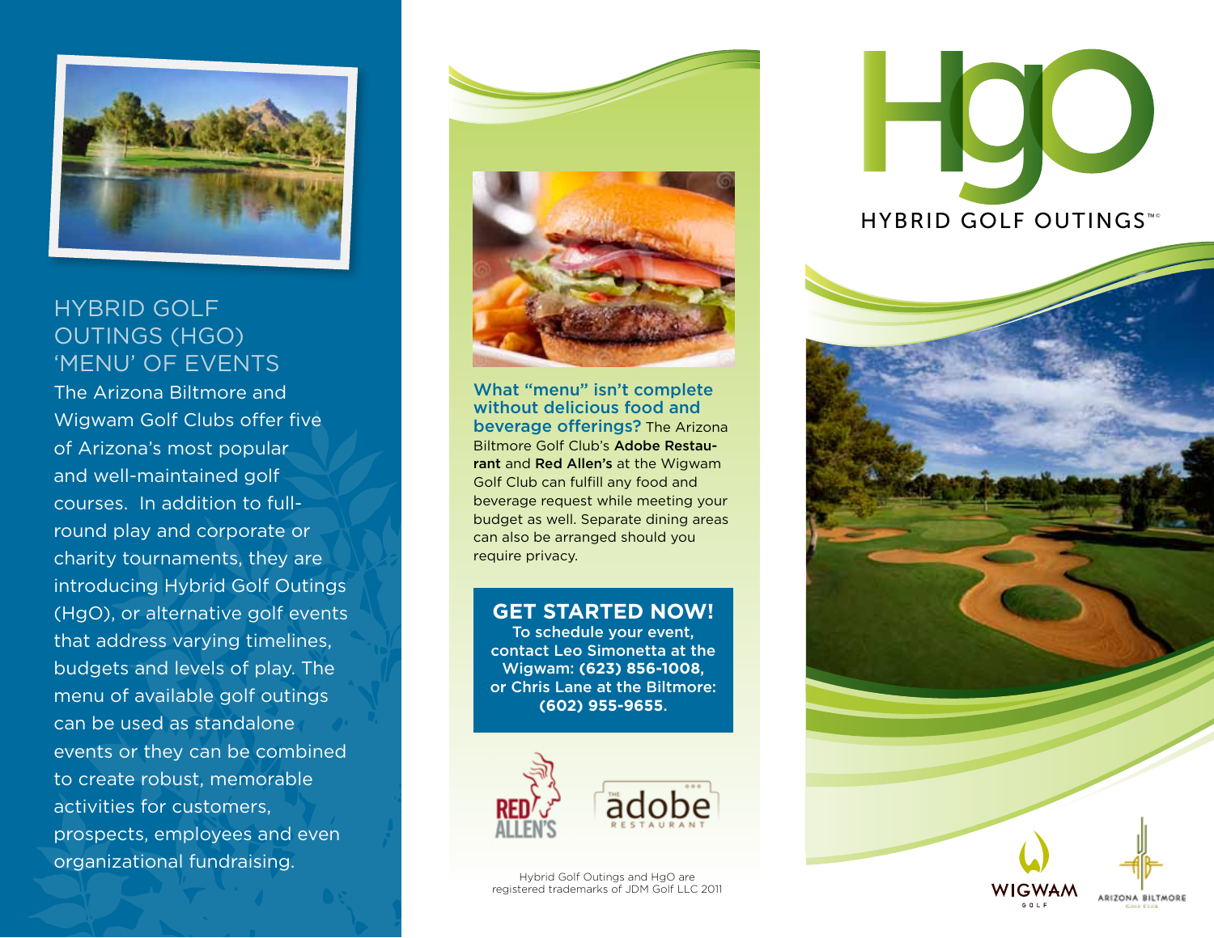# HYBRID GOLF OUTINGS (HGO) 'MENU' OF EVENTS

The Arizona Biltmore and Wigwam Golf Clubs offer five of Arizona's most popular and well-maintained golf courses. In addition to full-round play and corporate or charity tournaments, they are introducing Hybrid Golf Outings (HgO), or alternative golf events that address varying timelines, budgets and levels of play. The menu of available golf outings can be used as standalone events or they can be combined to create robust, memorable activities for customers, prospects, employees and even organizational fundraising.

**What "menu" isn't complete without delicious food and beverage offerings?** The Arizona Biltmore Golf Club's **Adobe Restaurant** and **Red Allen's** at the Wigwam Golf Club can fulfill any food and beverage request while meeting your budget as well. Separate dining areas can also be arranged should you require privacy.

## GET STARTED NOW!

**To schedule your event, contact Leo Simonetta at the Wigwam: (623) 856-1008, or Chris Lane at the Biltmore: (602) 955-9655.**

RED ALLEN'S

THE adobe RESTAURANT

Hybrid Golf Outings and HgO are registered trademarks of JDM Golf LLC 2011

# HgO

HYBRID GOLF OUTINGS™

WIGWAM GOLF

ARIZONA BILTMORE GOLF CLUB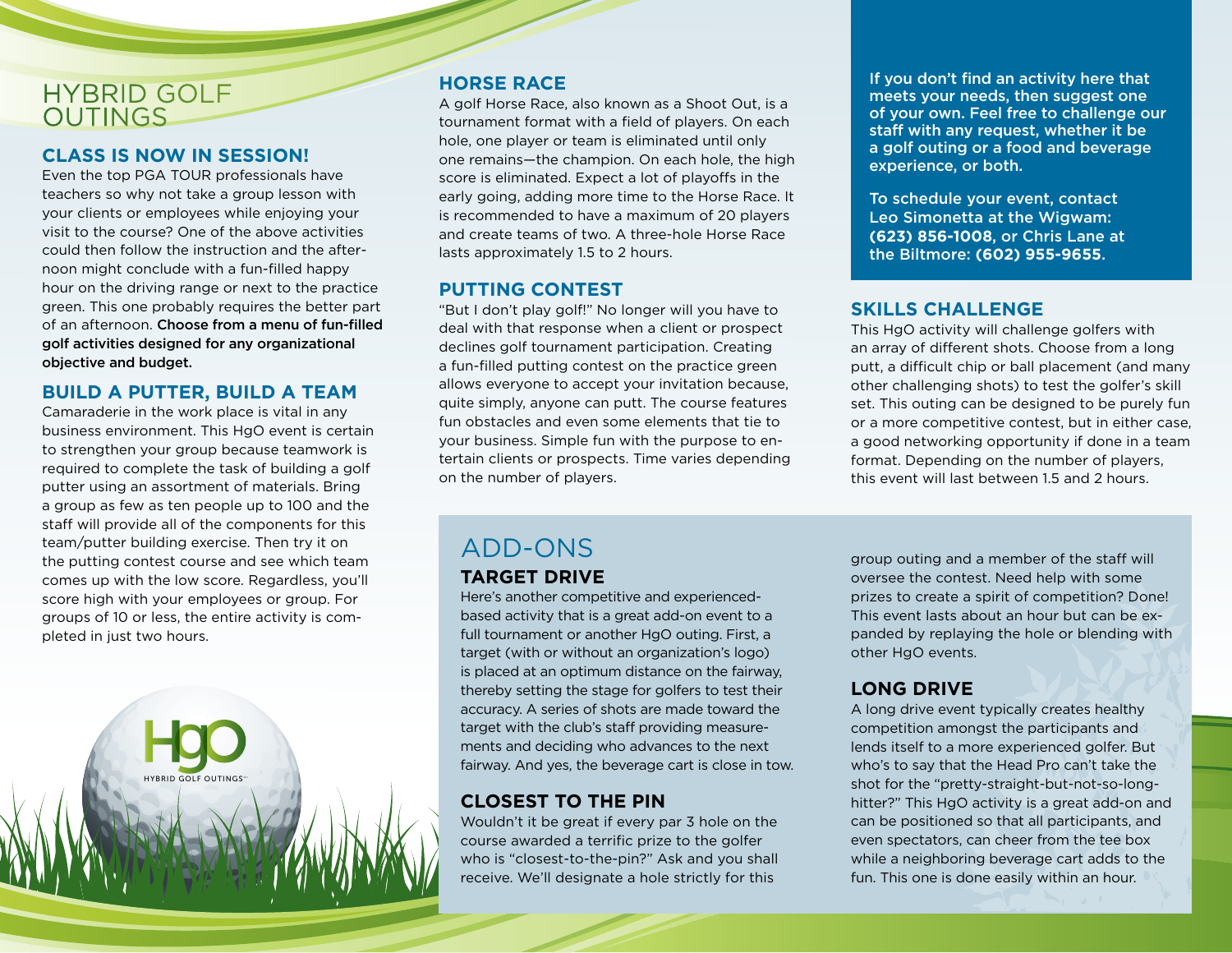# HYBRID GOLF OUTINGS

## CLASS IS NOW IN SESSION!

Even the top PGA TOUR professionals have teachers so why not take a group lesson with your clients or employees while enjoying your visit to the course? One of the above activities could then follow the instruction and the afternoon might conclude with a fun-filled happy hour on the driving range or next to the practice green. This one probably requires the better part of an afternoon. **Choose from a menu of fun-filled golf activities designed for any organizational objective and budget.**

## BUILD A PUTTER, BUILD A TEAM

Camaraderie in the work place is vital in any business environment. This HgO event is certain to strengthen your group because teamwork is required to complete the task of building a golf putter using an assortment of materials. Bring a group as few as ten people up to 100 and the staff will provide all of the components for this team/putter building exercise. Then try it on the putting contest course and see which team comes up with the low score. Regardless, you'll score high with your employees or group. For groups of 10 or less, the entire activity is completed in just two hours.

## HORSE RACE

A golf Horse Race, also known as a Shoot Out, is a tournament format with a field of players. On each hole, one player or team is eliminated until only one remains—the champion. On each hole, the high score is eliminated. Expect a lot of playoffs in the early going, adding more time to the Horse Race. It is recommended to have a maximum of 20 players and create teams of two. A three-hole Horse Race lasts approximately 1.5 to 2 hours.

## PUTTING CONTEST

"But I don't play golf!" No longer will you have to deal with that response when a client or prospect declines golf tournament participation. Creating a fun-filled putting contest on the practice green allows everyone to accept your invitation because, quite simply, anyone can putt. The course features fun obstacles and even some elements that tie to your business. Simple fun with the purpose to entertain clients or prospects. Time varies depending on the number of players.

If you don't find an activity here that meets your needs, then suggest one of your own. Feel free to challenge our staff with any request, whether it be a golf outing or a food and beverage experience, or both.

To schedule your event, contact Leo Simonetta at the Wigwam: **(623) 856-1008**, or Chris Lane at the Biltmore: **(602) 955-9655**.

## SKILLS CHALLENGE

This HgO activity will challenge golfers with an array of different shots. Choose from a long putt, a difficult chip or ball placement (and many other challenging shots) to test the golfer's skill set. This outing can be designed to be purely fun or a more competitive contest, but in either case, a good networking opportunity if done in a team format. Depending on the number of players, this event will last between 1.5 and 2 hours.

# ADD-ONS

## TARGET DRIVE

Here's another competitive and experienced-based activity that is a great add-on event to a full tournament or another HgO outing. First, a target (with or without an organization's logo) is placed at an optimum distance on the fairway, thereby setting the stage for golfers to test their accuracy. A series of shots are made toward the target with the club's staff providing measurements and deciding who advances to the next fairway. And yes, the beverage cart is close in tow.

## CLOSEST TO THE PIN

Wouldn't it be great if every par 3 hole on the course awarded a terrific prize to the golfer who is "closest-to-the-pin?" Ask and you shall receive. We'll designate a hole strictly for this group outing and a member of the staff will oversee the contest. Need help with some prizes to create a spirit of competition? Done! This event lasts about an hour but can be expanded by replaying the hole or blending with other HgO events.

## LONG DRIVE

A long drive event typically creates healthy competition amongst the participants and lends itself to a more experienced golfer. But who's to say that the Head Pro can't take the shot for the "pretty-straight-but-not-so-long-hitter?" This HgO activity is a great add-on and can be positioned so that all participants, and even spectators, can cheer from the tee box while a neighboring beverage cart adds to the fun. This one is done easily within an hour.

HgO
HYBRID GOLF OUTINGS